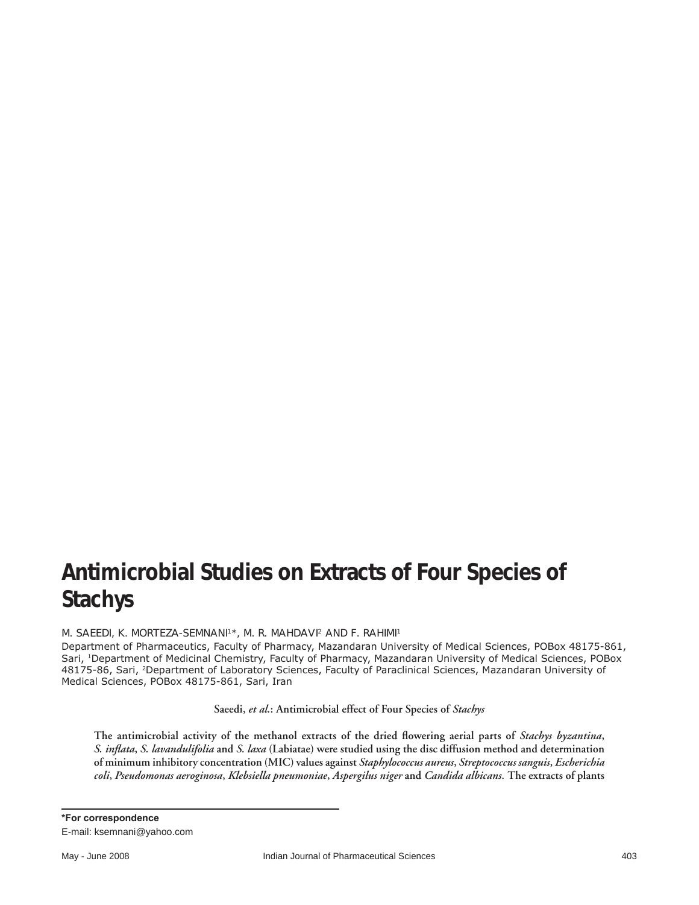# Antimicrobial Studies on Extracts of Four Species of Stachys

M. SAEEDI, K. MORTEZA-SEMNANI[1]*, M. R. MAHDAVI[2] AND F. RAHIMI[1]

Department of Pharmaceutics, Faculty of Pharmacy, Mazandaran University of Medical Sciences, POBox 48175-861, Sari, [1]Department of Medicinal Chemistry, Faculty of Pharmacy, Mazandaran University of Medical Sciences, POBox 48175-86, Sari, [2]Department of Laboratory Sciences, Faculty of Paraclinical Sciences, Mazandaran University of Medical Sciences, POBox 48175-861, Sari, Iran

**Saeedi, *et al.*: Antimicrobial effect of Four Species of *Stachys***

**The antimicrobial activity of the methanol extracts of the dried flowering aerial parts of *Stachys byzantina*, *S. inflata*, *S. lavandulifolia* and *S. laxa* (Labiatae) were studied using the disc diffusion method and determination of minimum inhibitory concentration (MIC) values against *Staphylococcus aureus*, *Streptococcus sanguis*, *Escherichia coli*, *Pseudomonas aeroginosa*, *Klebsiella pneumoniae*, *Aspergilus niger* and *Candida albicans*. The extracts of plants**

---

**\*For correspondence**

E-mail: ksemnani@yahoo.com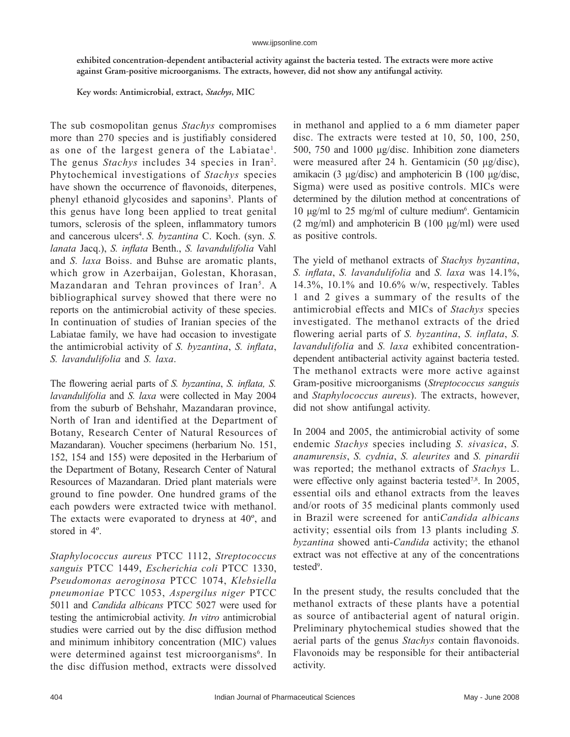**exhibited concentration-dependent antibacterial activity against the bacteria tested. The extracts were more active against Gram-positive microorganisms. The extracts, however, did not show any antifungal activity.**

**Key words: Antimicrobial, extract, *Stachys*, MIC**

The sub cosmopolitan genus *Stachys* compromises more than 270 species and is justifiably considered as one of the largest genera of the Labiatae[1]. The genus *Stachys* includes 34 species in Iran[2]. Phytochemical investigations of *Stachys* species have shown the occurrence of flavonoids, diterpenes, phenyl ethanoid glycosides and saponins[3]. Plants of this genus have long been applied to treat genital tumors, sclerosis of the spleen, inflammatory tumors and cancerous ulcers[4]. *S. byzantina* C. Koch. (syn. *S. lanata* Jacq.), *S. inflata* Benth., *S. lavandulifolia* Vahl and *S. laxa* Boiss. and Buhse are aromatic plants, which grow in Azerbaijan, Golestan, Khorasan, Mazandaran and Tehran provinces of Iran[5]. A bibliographical survey showed that there were no reports on the antimicrobial activity of these species. In continuation of studies of Iranian species of the Labiatae family, we have had occasion to investigate the antimicrobial activity of *S. byzantina*, *S. inflata*, *S. lavandulifolia* and *S. laxa*.

The flowering aerial parts of *S. byzantina*, *S. inflata, S. lavandulifolia* and *S. laxa* were collected in May 2004 from the suburb of Behshahr, Mazandaran province, North of Iran and identified at the Department of Botany, Research Center of Natural Resources of Mazandaran). Voucher specimens (herbarium No. 151, 152, 154 and 155) were deposited in the Herbarium of the Department of Botany, Research Center of Natural Resources of Mazandaran. Dried plant materials were ground to fine powder. One hundred grams of the each powders were extracted twice with methanol. The extacts were evaporated to dryness at 40º, and stored in 4º.

*Staphylococcus aureus* PTCC 1112, *Streptococcus sanguis* PTCC 1449, *Escherichia coli* PTCC 1330, *Pseudomonas aeroginosa* PTCC 1074, *Klebsiella pneumoniae* PTCC 1053, *Aspergilus niger* PTCC 5011 and *Candida albicans* PTCC 5027 were used for testing the antimicrobial activity. *In vitro* antimicrobial studies were carried out by the disc diffusion method and minimum inhibitory concentration (MIC) values were determined against test microorganisms[6]. In the disc diffusion method, extracts were dissolved in methanol and applied to a 6 mm diameter paper disc. The extracts were tested at 10, 50, 100, 250, 500, 750 and 1000 μg/disc. Inhibition zone diameters were measured after 24 h. Gentamicin (50 μg/disc), amikacin (3 μg/disc) and amphotericin B (100 μg/disc, Sigma) were used as positive controls. MICs were determined by the dilution method at concentrations of 10 μg/ml to 25 mg/ml of culture medium[6]. Gentamicin (2 mg/ml) and amphotericin B (100 μg/ml) were used as positive controls.

The yield of methanol extracts of *Stachys byzantina*, *S. inflata*, *S. lavandulifolia* and *S. laxa* was 14.1%, 14.3%, 10.1% and 10.6% w/w, respectively. Tables 1 and 2 gives a summary of the results of the antimicrobial effects and MICs of *Stachys* species investigated. The methanol extracts of the dried flowering aerial parts of *S. byzantina*, *S. inflata*, *S. lavandulifolia* and *S. laxa* exhibited concentration-dependent antibacterial activity against bacteria tested. The methanol extracts were more active against Gram-positive microorganisms (*Streptococcus sanguis* and *Staphylococcus aureus*). The extracts, however, did not show antifungal activity.

In 2004 and 2005, the antimicrobial activity of some endemic *Stachys* species including *S. sivasica*, *S. anamurensis*, *S. cydnia*, *S. aleurites* and *S. pinardii* was reported; the methanol extracts of *Stachys* L. were effective only against bacteria tested[7,8]. In 2005, essential oils and ethanol extracts from the leaves and/or roots of 35 medicinal plants commonly used in Brazil were screened for anti*Candida albicans* activity; essential oils from 13 plants including *S. byzantina* showed anti-*Candida* activity; the ethanol extract was not effective at any of the concentrations tested[9].

In the present study, the results concluded that the methanol extracts of these plants have a potential as source of antibacterial agent of natural origin. Preliminary phytochemical studies showed that the aerial parts of the genus *Stachys* contain flavonoids. Flavonoids may be responsible for their antibacterial activity.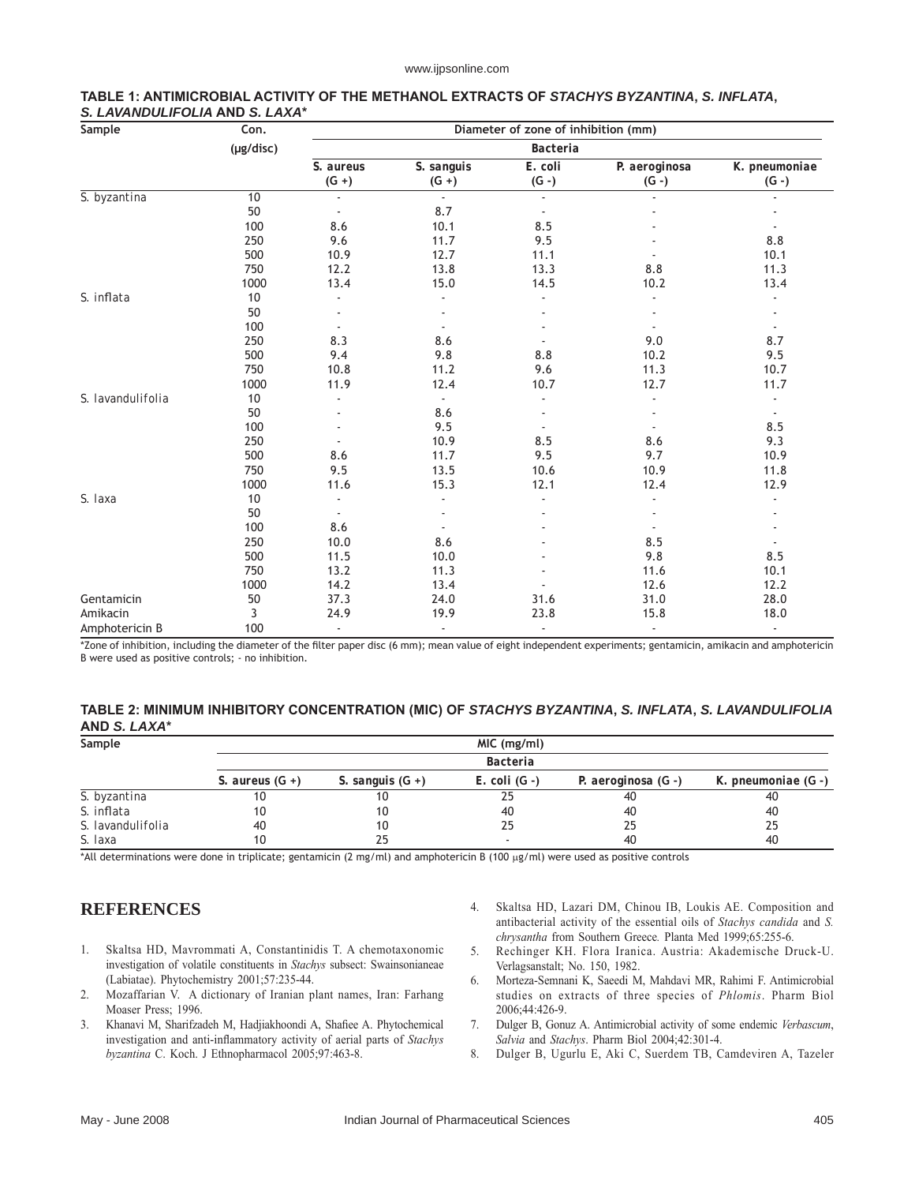**TABLE 1: ANTIMICROBIAL ACTIVITY OF THE METHANOL EXTRACTS OF *STACHYS BYZANTINA*, *S. INFLATA*, *S. LAVANDULIFOLIA* AND *S. LAXA****

| Sample | Con. (µg/disc) | Diameter of zone of inhibition (mm) | | | | |
|---|---|---|---|---|---|---|
| | | Bacteria | | | | |
| | | *S. aureus* (G +) | *S. sanguis* (G +) | *E. coli* (G -) | *P. aeroginosa* (G -) | *K. pneumoniae* (G -) |
| *S. byzantina* | 10 | - | - | - | - | - |
| | 50 | - | 8.7 | - | - | - |
| | 100 | 8.6 | 10.1 | 8.5 | - | - |
| | 250 | 9.6 | 11.7 | 9.5 | - | 8.8 |
| | 500 | 10.9 | 12.7 | 11.1 | - | 10.1 |
| | 750 | 12.2 | 13.8 | 13.3 | 8.8 | 11.3 |
| | 1000 | 13.4 | 15.0 | 14.5 | 10.2 | 13.4 |
| *S. inflata* | 10 | - | - | - | - | - |
| | 50 | - | - | - | - | - |
| | 100 | - | - | - | - | - |
| | 250 | 8.3 | 8.6 | - | 9.0 | 8.7 |
| | 500 | 9.4 | 9.8 | 8.8 | 10.2 | 9.5 |
| | 750 | 10.8 | 11.2 | 9.6 | 11.3 | 10.7 |
| | 1000 | 11.9 | 12.4 | 10.7 | 12.7 | 11.7 |
| *S. lavandulifolia* | 10 | - | - | - | - | - |
| | 50 | - | 8.6 | - | - | - |
| | 100 | - | 9.5 | - | - | 8.5 |
| | 250 | - | 10.9 | 8.5 | 8.6 | 9.3 |
| | 500 | 8.6 | 11.7 | 9.5 | 9.7 | 10.9 |
| | 750 | 9.5 | 13.5 | 10.6 | 10.9 | 11.8 |
| | 1000 | 11.6 | 15.3 | 12.1 | 12.4 | 12.9 |
| *S. laxa* | 10 | - | - | - | - | - |
| | 50 | - | - | - | - | - |
| | 100 | 8.6 | - | - | - | - |
| | 250 | 10.0 | 8.6 | - | 8.5 | - |
| | 500 | 11.5 | 10.0 | - | 9.8 | 8.5 |
| | 750 | 13.2 | 11.3 | - | 11.6 | 10.1 |
| | 1000 | 14.2 | 13.4 | - | 12.6 | 12.2 |
| Gentamicin | 50 | 37.3 | 24.0 | 31.6 | 31.0 | 28.0 |
| Amikacin | 3 | 24.9 | 19.9 | 23.8 | 15.8 | 18.0 |
| Amphotericin B | 100 | - | - | - | - | - |

*Zone of inhibition, including the diameter of the filter paper disc (6 mm); mean value of eight independent experiments; gentamicin, amikacin and amphotericin B were used as positive controls; - no inhibition.

**TABLE 2: MINIMUM INHIBITORY CONCENTRATION (MIC) OF *STACHYS BYZANTINA*, *S. INFLATA*, *S. LAVANDULIFOLIA* AND *S. LAXA****

| Sample | MIC (mg/ml) | | | | |
|---|---|---|---|---|---|
| | Bacteria | | | | |
| | *S. aureus* (G +) | *S. sanguis* (G +) | *E. coli* (G -) | *P. aeroginosa* (G -) | *K. pneumoniae* (G -) |
| *S. byzantina* | 10 | 10 | 25 | 40 | 40 |
| *S. inflata* | 10 | 10 | 40 | 40 | 40 |
| *S. lavandulifolia* | 40 | 10 | 25 | 25 | 25 |
| *S. laxa* | 10 | 25 | - | 40 | 40 |

*All determinations were done in triplicate; gentamicin (2 mg/ml) and amphotericin B (100 µg/ml) were used as positive controls

## REFERENCES

1. Skaltsa HD, Mavrommati A, Constantinidis T. A chemotaxonomic investigation of volatile constituents in *Stachys* subsect: Swainsonianeae (Labiatae). Phytochemistry 2001;57:235-44.
2. Mozaffarian V. A dictionary of Iranian plant names, Iran: Farhang Moaser Press; 1996.
3. Khanavi M, Sharifzadeh M, Hadjiakhoondi A, Shafiee A. Phytochemical investigation and anti-inflammatory activity of aerial parts of *Stachys byzantina* C. Koch. J Ethnopharmacol 2005;97:463-8.
4. Skaltsa HD, Lazari DM, Chinou IB, Loukis AE. Composition and antibacterial activity of the essential oils of *Stachys candida* and *S. chrysantha* from Southern Greece. Planta Med 1999;65:255-6.
5. Rechinger KH. Flora Iranica. Austria: Akademische Druck-U. Verlagsanstalt; No. 150, 1982.
6. Morteza-Semnani K, Saeedi M, Mahdavi MR, Rahimi F. Antimicrobial studies on extracts of three species of *Phlomis*. Pharm Biol 2006;44:426-9.
7. Dulger B, Gonuz A. Antimicrobial activity of some endemic *Verbascum*, *Salvia* and *Stachys*. Pharm Biol 2004;42:301-4.
8. Dulger B, Ugurlu E, Aki C, Suerdem TB, Camdeviren A, Tazeler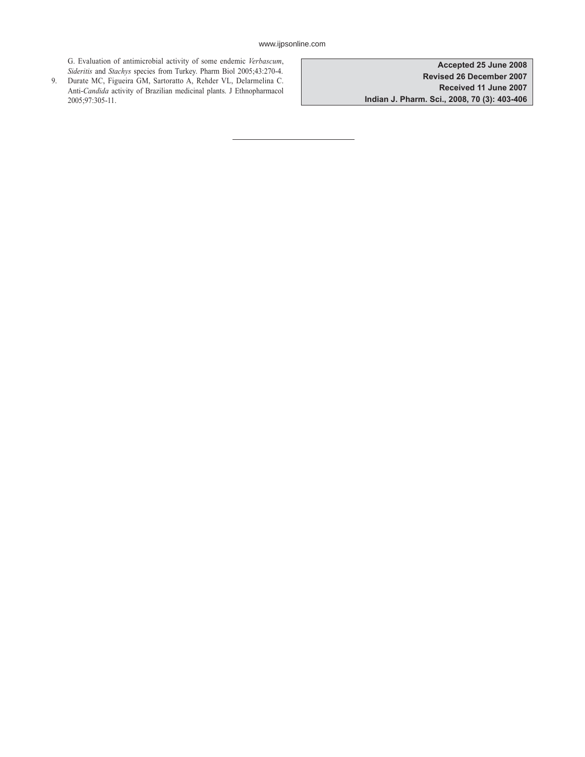G. Evaluation of antimicrobial activity of some endemic *Verbascum*, *Sideritis* and *Stachys* species from Turkey. Pharm Biol 2005;43:270-4.

9. Durate MC, Figueira GM, Sartoratto A, Rehder VL, Delarmelina C. Anti-*Candida* activity of Brazilian medicinal plants. J Ethnopharmacol 2005;97:305-11.

**Accepted 25 June 2008**
**Revised 26 December 2007**
**Received 11 June 2007**
**Indian J. Pharm. Sci., 2008, 70 (3): 403-406**